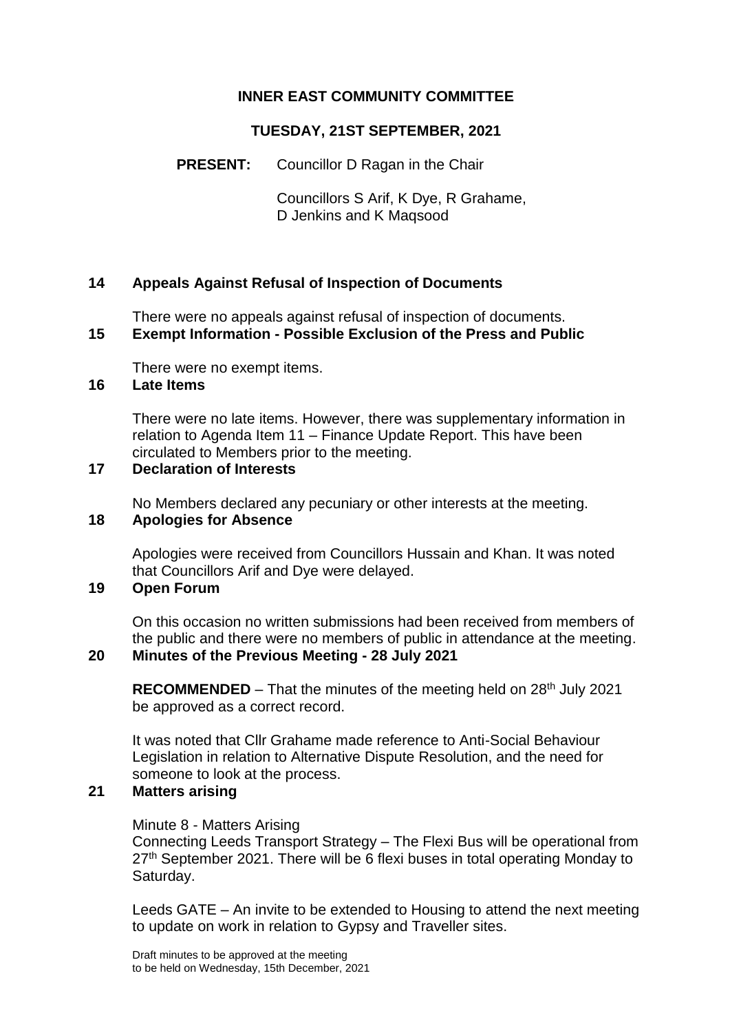# INNER EAST COMMUNITY COMMITTEE

## TUESDAY, 21ST SEPTEMBER, 2021

**PRESENT:** Councillor D Ragan in the Chair

Councillors S Arif, K Dye, R Grahame, D Jenkins and K Maqsood

### 14 Appeals Against Refusal of Inspection of Documents

There were no appeals against refusal of inspection of documents.

### 15 Exempt Information - Possible Exclusion of the Press and Public

There were no exempt items.

### 16 Late Items

There were no late items. However, there was supplementary information in relation to Agenda Item 11 – Finance Update Report. This have been circulated to Members prior to the meeting.

### 17 Declaration of Interests

No Members declared any pecuniary or other interests at the meeting.

### 18 Apologies for Absence

Apologies were received from Councillors Hussain and Khan. It was noted that Councillors Arif and Dye were delayed.

### 19 Open Forum

On this occasion no written submissions had been received from members of the public and there were no members of public in attendance at the meeting.

### 20 Minutes of the Previous Meeting - 28 July 2021

**RECOMMENDED** – That the minutes of the meeting held on 28th July 2021 be approved as a correct record.

It was noted that Cllr Grahame made reference to Anti-Social Behaviour Legislation in relation to Alternative Dispute Resolution, and the need for someone to look at the process.

### 21 Matters arising

Minute 8 - Matters Arising

Connecting Leeds Transport Strategy – The Flexi Bus will be operational from 27th September 2021. There will be 6 flexi buses in total operating Monday to Saturday.

Leeds GATE – An invite to be extended to Housing to attend the next meeting to update on work in relation to Gypsy and Traveller sites.

Draft minutes to be approved at the meeting
to be held on Wednesday, 15th December, 2021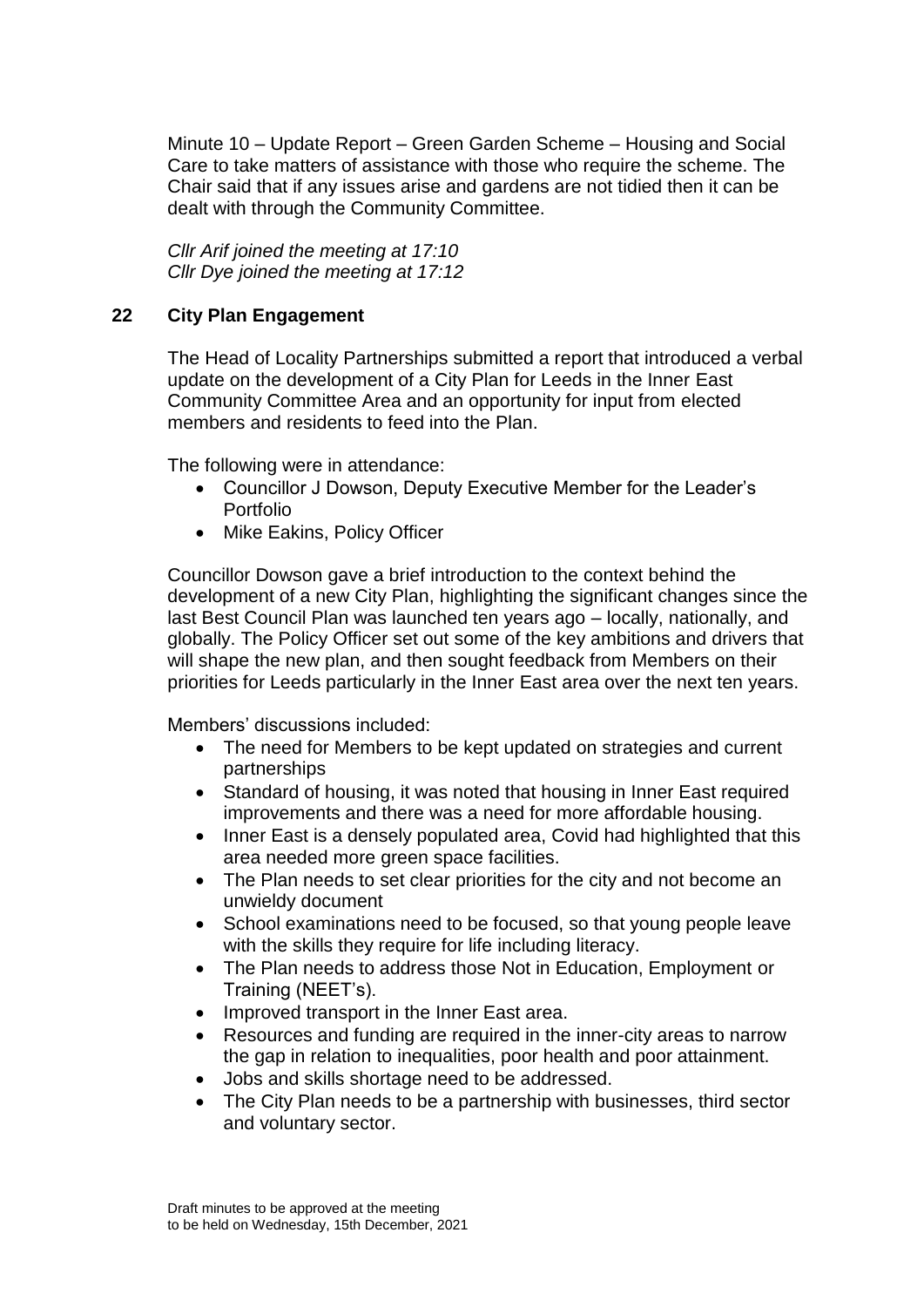Minute 10 – Update Report – Green Garden Scheme – Housing and Social Care to take matters of assistance with those who require the scheme. The Chair said that if any issues arise and gardens are not tidied then it can be dealt with through the Community Committee.

*Cllr Arif joined the meeting at 17:10*
*Cllr Dye joined the meeting at 17:12*

## 22 City Plan Engagement

The Head of Locality Partnerships submitted a report that introduced a verbal update on the development of a City Plan for Leeds in the Inner East Community Committee Area and an opportunity for input from elected members and residents to feed into the Plan.

The following were in attendance:

- Councillor J Dowson, Deputy Executive Member for the Leader's Portfolio
- Mike Eakins, Policy Officer

Councillor Dowson gave a brief introduction to the context behind the development of a new City Plan, highlighting the significant changes since the last Best Council Plan was launched ten years ago – locally, nationally, and globally. The Policy Officer set out some of the key ambitions and drivers that will shape the new plan, and then sought feedback from Members on their priorities for Leeds particularly in the Inner East area over the next ten years.

Members' discussions included:

- The need for Members to be kept updated on strategies and current partnerships
- Standard of housing, it was noted that housing in Inner East required improvements and there was a need for more affordable housing.
- Inner East is a densely populated area, Covid had highlighted that this area needed more green space facilities.
- The Plan needs to set clear priorities for the city and not become an unwieldy document
- School examinations need to be focused, so that young people leave with the skills they require for life including literacy.
- The Plan needs to address those Not in Education, Employment or Training (NEET's).
- Improved transport in the Inner East area.
- Resources and funding are required in the inner-city areas to narrow the gap in relation to inequalities, poor health and poor attainment.
- Jobs and skills shortage need to be addressed.
- The City Plan needs to be a partnership with businesses, third sector and voluntary sector.

Draft minutes to be approved at the meeting
to be held on Wednesday, 15th December, 2021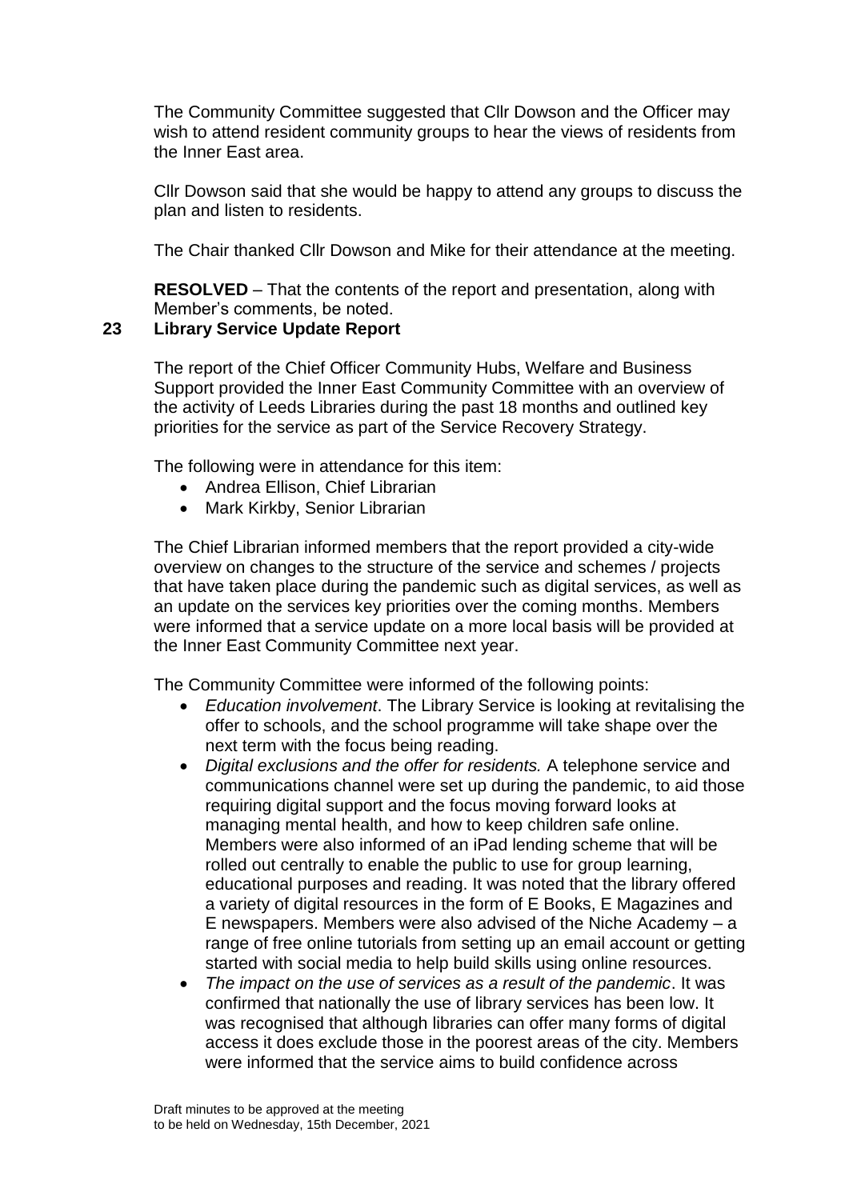The Community Committee suggested that Cllr Dowson and the Officer may wish to attend resident community groups to hear the views of residents from the Inner East area.

Cllr Dowson said that she would be happy to attend any groups to discuss the plan and listen to residents.

The Chair thanked Cllr Dowson and Mike for their attendance at the meeting.

**RESOLVED** – That the contents of the report and presentation, along with Member's comments, be noted.

## 23 Library Service Update Report

The report of the Chief Officer Community Hubs, Welfare and Business Support provided the Inner East Community Committee with an overview of the activity of Leeds Libraries during the past 18 months and outlined key priorities for the service as part of the Service Recovery Strategy.

The following were in attendance for this item:

- Andrea Ellison, Chief Librarian
- Mark Kirkby, Senior Librarian

The Chief Librarian informed members that the report provided a city-wide overview on changes to the structure of the service and schemes / projects that have taken place during the pandemic such as digital services, as well as an update on the services key priorities over the coming months. Members were informed that a service update on a more local basis will be provided at the Inner East Community Committee next year.

The Community Committee were informed of the following points:

- *Education involvement*. The Library Service is looking at revitalising the offer to schools, and the school programme will take shape over the next term with the focus being reading.
- *Digital exclusions and the offer for residents.* A telephone service and communications channel were set up during the pandemic, to aid those requiring digital support and the focus moving forward looks at managing mental health, and how to keep children safe online. Members were also informed of an iPad lending scheme that will be rolled out centrally to enable the public to use for group learning, educational purposes and reading. It was noted that the library offered a variety of digital resources in the form of E Books, E Magazines and E newspapers. Members were also advised of the Niche Academy – a range of free online tutorials from setting up an email account or getting started with social media to help build skills using online resources.
- *The impact on the use of services as a result of the pandemic*. It was confirmed that nationally the use of library services has been low. It was recognised that although libraries can offer many forms of digital access it does exclude those in the poorest areas of the city. Members were informed that the service aims to build confidence across

Draft minutes to be approved at the meeting
to be held on Wednesday, 15th December, 2021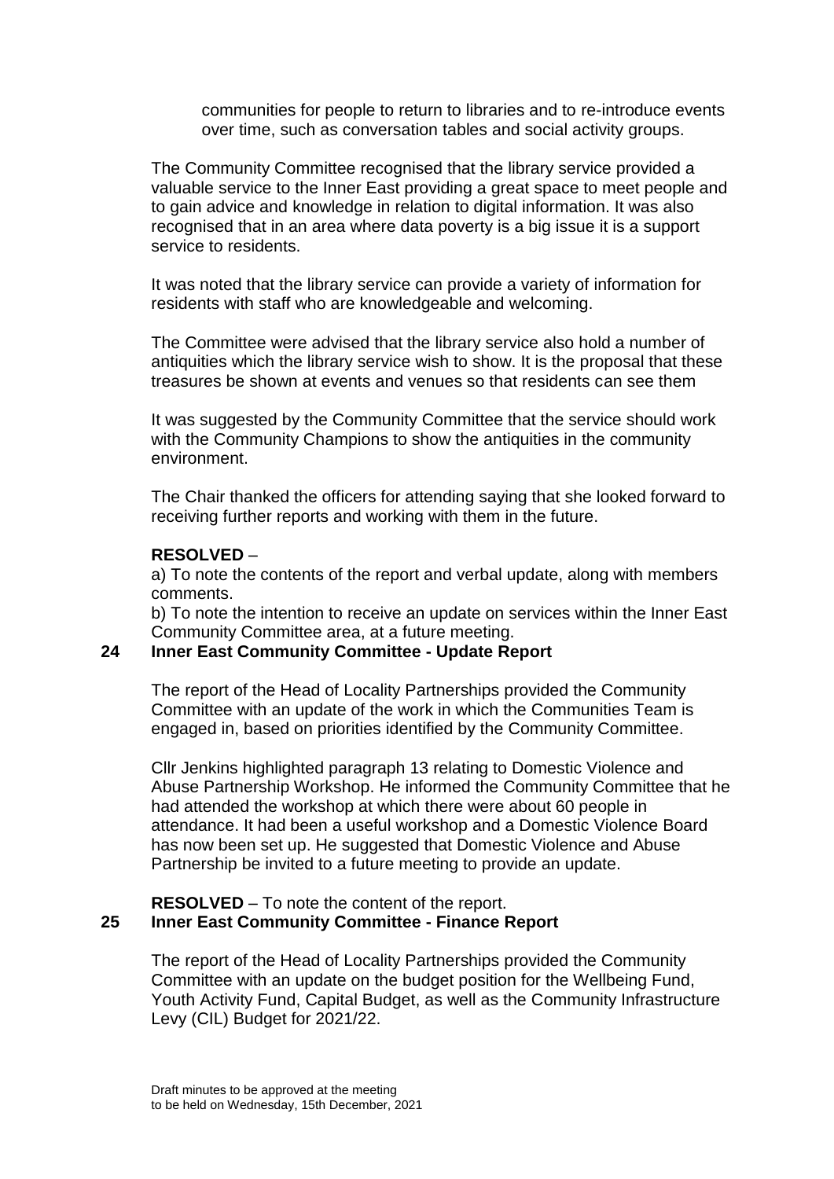communities for people to return to libraries and to re-introduce events over time, such as conversation tables and social activity groups.

The Community Committee recognised that the library service provided a valuable service to the Inner East providing a great space to meet people and to gain advice and knowledge in relation to digital information. It was also recognised that in an area where data poverty is a big issue it is a support service to residents.

It was noted that the library service can provide a variety of information for residents with staff who are knowledgeable and welcoming.

The Committee were advised that the library service also hold a number of antiquities which the library service wish to show. It is the proposal that these treasures be shown at events and venues so that residents can see them

It was suggested by the Community Committee that the service should work with the Community Champions to show the antiquities in the community environment.

The Chair thanked the officers for attending saying that she looked forward to receiving further reports and working with them in the future.

**RESOLVED** –
a) To note the contents of the report and verbal update, along with members comments.
b) To note the intention to receive an update on services within the Inner East Community Committee area, at a future meeting.

## 24 Inner East Community Committee - Update Report

The report of the Head of Locality Partnerships provided the Community Committee with an update of the work in which the Communities Team is engaged in, based on priorities identified by the Community Committee.

Cllr Jenkins highlighted paragraph 13 relating to Domestic Violence and Abuse Partnership Workshop. He informed the Community Committee that he had attended the workshop at which there were about 60 people in attendance. It had been a useful workshop and a Domestic Violence Board has now been set up. He suggested that Domestic Violence and Abuse Partnership be invited to a future meeting to provide an update.

**RESOLVED** – To note the content of the report.

## 25 Inner East Community Committee - Finance Report

The report of the Head of Locality Partnerships provided the Community Committee with an update on the budget position for the Wellbeing Fund, Youth Activity Fund, Capital Budget, as well as the Community Infrastructure Levy (CIL) Budget for 2021/22.

Draft minutes to be approved at the meeting
to be held on Wednesday, 15th December, 2021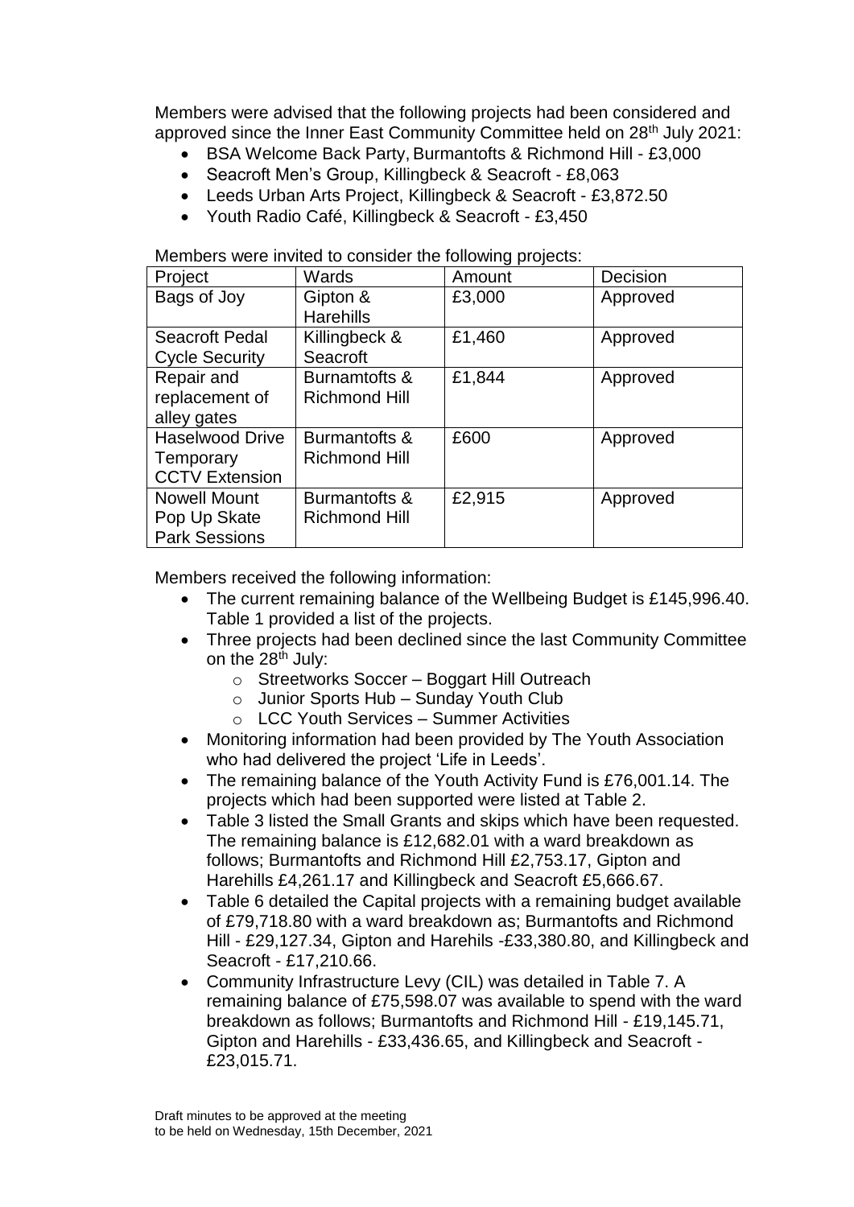Members were advised that the following projects had been considered and approved since the Inner East Community Committee held on 28th July 2021:

- BSA Welcome Back Party, Burmantofts & Richmond Hill - £3,000
- Seacroft Men's Group, Killingbeck & Seacroft - £8,063
- Leeds Urban Arts Project, Killingbeck & Seacroft - £3,872.50
- Youth Radio Café, Killingbeck & Seacroft - £3,450

Members were invited to consider the following projects:

| Project | Wards | Amount | Decision |
|---|---|---|---|
| Bags of Joy | Gipton & Harehills | £3,000 | Approved |
| Seacroft Pedal Cycle Security | Killingbeck & Seacroft | £1,460 | Approved |
| Repair and replacement of alley gates | Burnamtofts & Richmond Hill | £1,844 | Approved |
| Haselwood Drive Temporary CCTV Extension | Burmantofts & Richmond Hill | £600 | Approved |
| Nowell Mount Pop Up Skate Park Sessions | Burmantofts & Richmond Hill | £2,915 | Approved |

Members received the following information:

- The current remaining balance of the Wellbeing Budget is £145,996.40. Table 1 provided a list of the projects.
- Three projects had been declined since the last Community Committee on the 28th July:
  - Streetworks Soccer – Boggart Hill Outreach
  - Junior Sports Hub – Sunday Youth Club
  - LCC Youth Services – Summer Activities
- Monitoring information had been provided by The Youth Association who had delivered the project 'Life in Leeds'.
- The remaining balance of the Youth Activity Fund is £76,001.14. The projects which had been supported were listed at Table 2.
- Table 3 listed the Small Grants and skips which have been requested. The remaining balance is £12,682.01 with a ward breakdown as follows; Burmantofts and Richmond Hill £2,753.17, Gipton and Harehills £4,261.17 and Killingbeck and Seacroft £5,666.67.
- Table 6 detailed the Capital projects with a remaining budget available of £79,718.80 with a ward breakdown as; Burmantofts and Richmond Hill - £29,127.34, Gipton and Harehils -£33,380.80, and Killingbeck and Seacroft - £17,210.66.
- Community Infrastructure Levy (CIL) was detailed in Table 7. A remaining balance of £75,598.07 was available to spend with the ward breakdown as follows; Burmantofts and Richmond Hill - £19,145.71, Gipton and Harehills - £33,436.65, and Killingbeck and Seacroft - £23,015.71.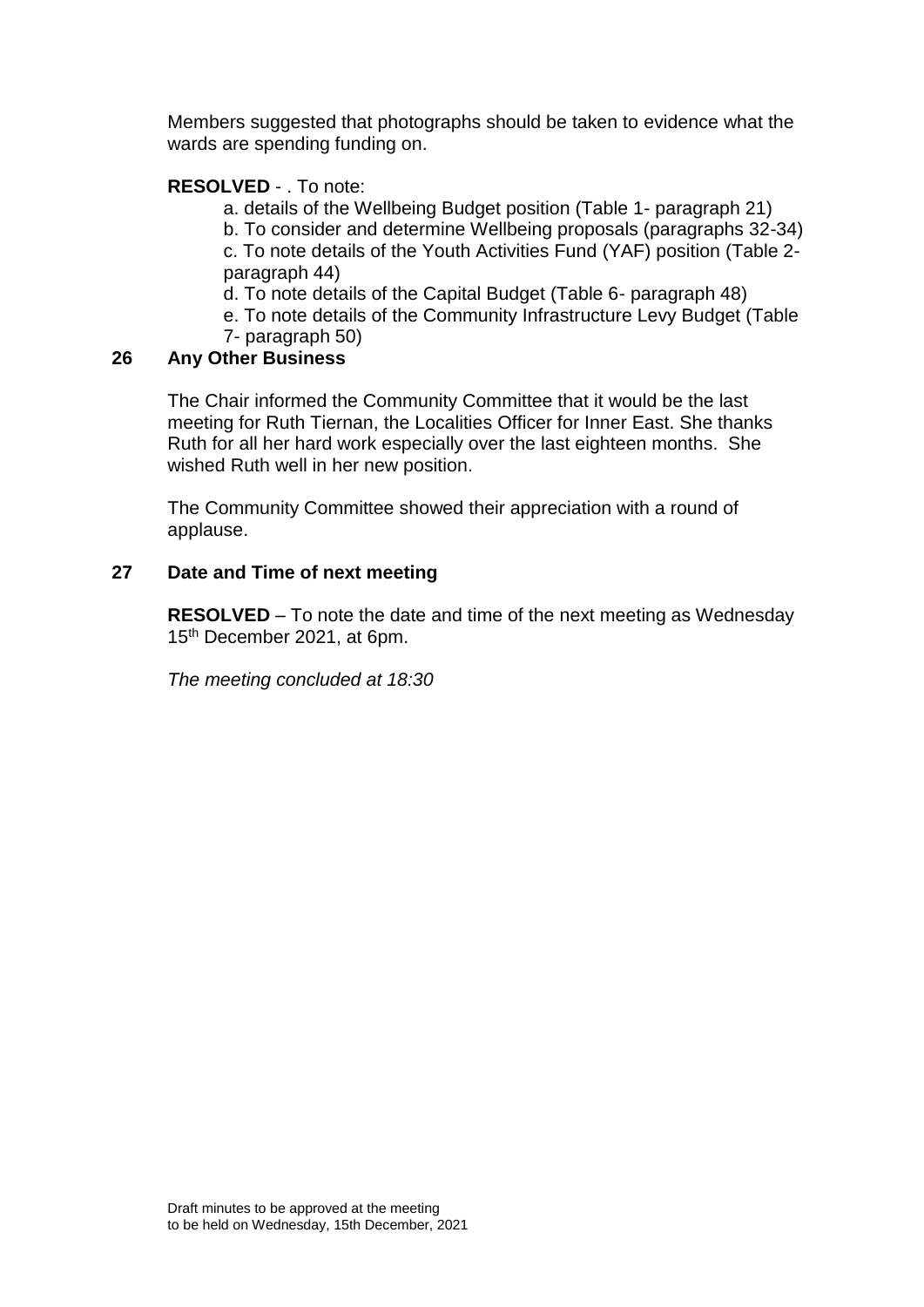Members suggested that photographs should be taken to evidence what the wards are spending funding on.

**RESOLVED** - . To note:

a. details of the Wellbeing Budget position (Table 1- paragraph 21)
b. To consider and determine Wellbeing proposals (paragraphs 32-34)
c. To note details of the Youth Activities Fund (YAF) position (Table 2- paragraph 44)
d. To note details of the Capital Budget (Table 6- paragraph 48)
e. To note details of the Community Infrastructure Levy Budget (Table 7- paragraph 50)

## 26 Any Other Business

The Chair informed the Community Committee that it would be the last meeting for Ruth Tiernan, the Localities Officer for Inner East. She thanks Ruth for all her hard work especially over the last eighteen months. She wished Ruth well in her new position.

The Community Committee showed their appreciation with a round of applause.

## 27 Date and Time of next meeting

**RESOLVED** – To note the date and time of the next meeting as Wednesday 15th December 2021, at 6pm.

*The meeting concluded at 18:30*

Draft minutes to be approved at the meeting
to be held on Wednesday, 15th December, 2021